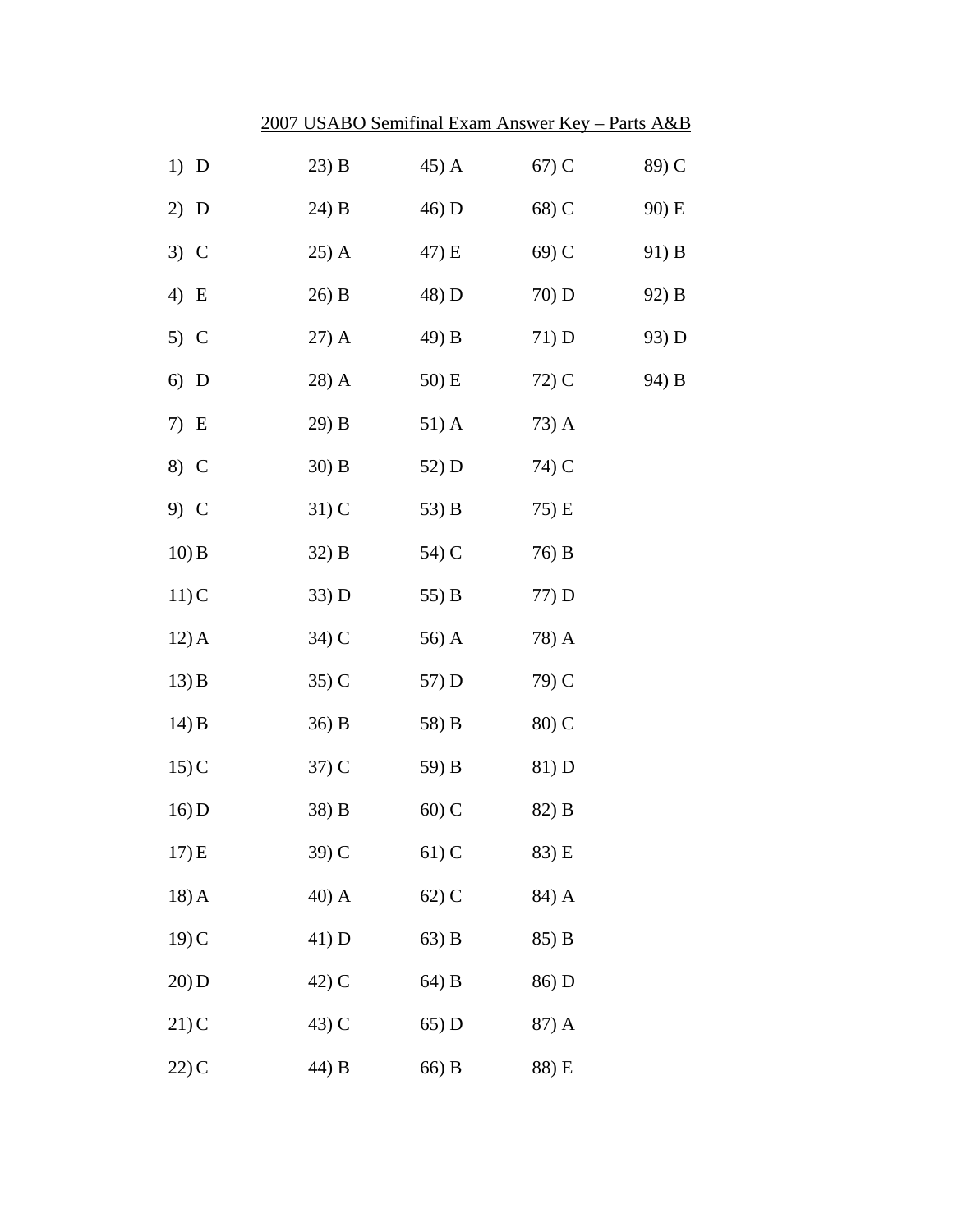2007 USABO Semifinal Exam Answer Key – Parts A&B

| | | | | |
|---|---|---|---|---|
| 1) D | 23) B | 45) A | 67) C | 89) C |
| 2) D | 24) B | 46) D | 68) C | 90) E |
| 3) C | 25) A | 47) E | 69) C | 91) B |
| 4) E | 26) B | 48) D | 70) D | 92) B |
| 5) C | 27) A | 49) B | 71) D | 93) D |
| 6) D | 28) A | 50) E | 72) C | 94) B |
| 7) E | 29) B | 51) A | 73) A | |
| 8) C | 30) B | 52) D | 74) C | |
| 9) C | 31) C | 53) B | 75) E | |
| 10) B | 32) B | 54) C | 76) B | |
| 11) C | 33) D | 55) B | 77) D | |
| 12) A | 34) C | 56) A | 78) A | |
| 13) B | 35) C | 57) D | 79) C | |
| 14) B | 36) B | 58) B | 80) C | |
| 15) C | 37) C | 59) B | 81) D | |
| 16) D | 38) B | 60) C | 82) B | |
| 17) E | 39) C | 61) C | 83) E | |
| 18) A | 40) A | 62) C | 84) A | |
| 19) C | 41) D | 63) B | 85) B | |
| 20) D | 42) C | 64) B | 86) D | |
| 21) C | 43) C | 65) D | 87) A | |
| 22) C | 44) B | 66) B | 88) E | |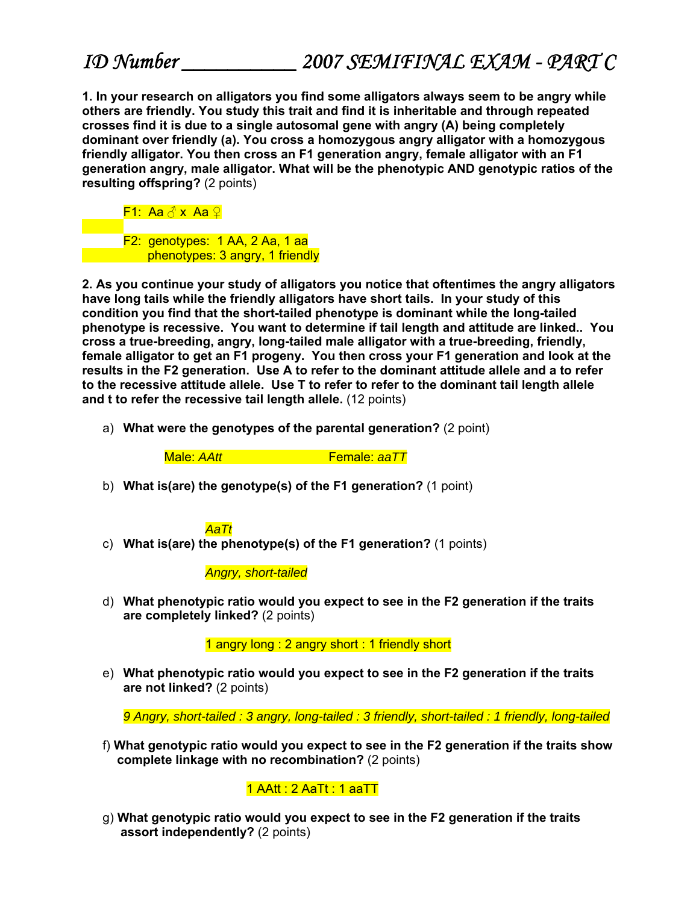# ID Number ___________ 2007 SEMIFINAL EXAM - PART C

**1. In your research on alligators you find some alligators always seem to be angry while others are friendly. You study this trait and find it is inheritable and through repeated crosses find it is due to a single autosomal gene with angry (A) being completely dominant over friendly (a). You cross a homozygous angry alligator with a homozygous friendly alligator. You then cross an F1 generation angry, female alligator with an F1 generation angry, male alligator. What will be the phenotypic AND genotypic ratios of the resulting offspring?** (2 points)

F1: Aa ♂ x Aa ♀

F2: genotypes: 1 AA, 2 Aa, 1 aa
phenotypes: 3 angry, 1 friendly

**2. As you continue your study of alligators you notice that oftentimes the angry alligators have long tails while the friendly alligators have short tails. In your study of this condition you find that the short-tailed phenotype is dominant while the long-tailed phenotype is recessive. You want to determine if tail length and attitude are linked.. You cross a true-breeding, angry, long-tailed male alligator with a true-breeding, friendly, female alligator to get an F1 progeny. You then cross your F1 generation and look at the results in the F2 generation. Use A to refer to the dominant attitude allele and a to refer to the recessive attitude allele. Use T to refer to refer to the dominant tail length allele and t to refer the recessive tail length allele.** (12 points)

a) **What were the genotypes of the parental generation?** (2 point)

Male: *AAtt* Female: *aaTT*

b) **What is(are) the genotype(s) of the F1 generation?** (1 point)

*AaTt*

c) **What is(are) the phenotype(s) of the F1 generation?** (1 points)

*Angry, short-tailed*

d) **What phenotypic ratio would you expect to see in the F2 generation if the traits are completely linked?** (2 points)

1 angry long : 2 angry short : 1 friendly short

e) **What phenotypic ratio would you expect to see in the F2 generation if the traits are not linked?** (2 points)

*9 Angry, short-tailed : 3 angry, long-tailed : 3 friendly, short-tailed : 1 friendly, long-tailed*

f) **What genotypic ratio would you expect to see in the F2 generation if the traits show complete linkage with no recombination?** (2 points)

1 AAtt : 2 AaTt : 1 aaTT

g) **What genotypic ratio would you expect to see in the F2 generation if the traits assort independently?** (2 points)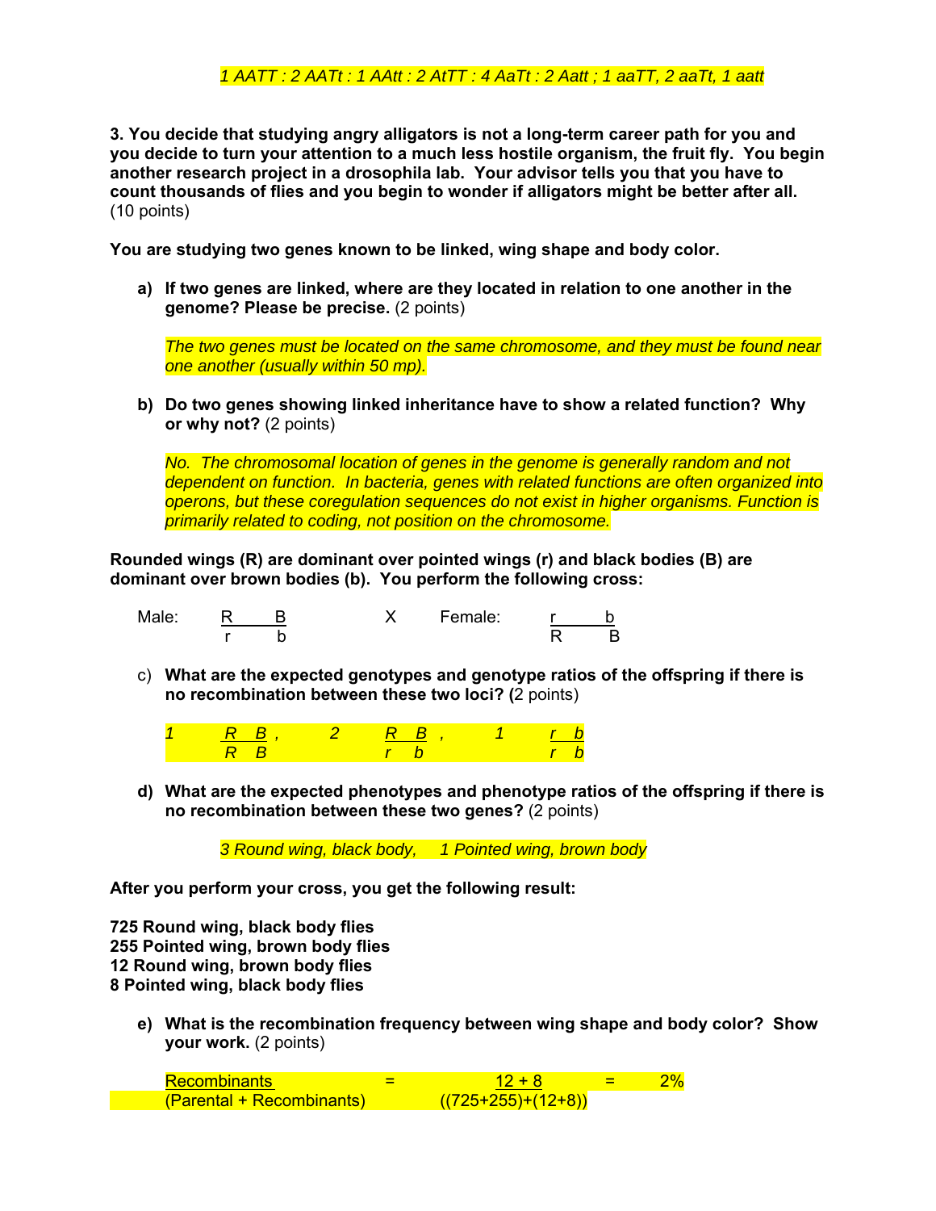*1 AATT : 2 AATt : 1 AAtt : 2 AtTT : 4 AaTt : 2 Aatt ; 1 aaTT, 2 aaTt, 1 aatt*

**3. You decide that studying angry alligators is not a long-term career path for you and you decide to turn your attention to a much less hostile organism, the fruit fly. You begin another research project in a drosophila lab. Your advisor tells you that you have to count thousands of flies and you begin to wonder if alligators might be better after all.** (10 points)

**You are studying two genes known to be linked, wing shape and body color.**

a) **If two genes are linked, where are they located in relation to one another in the genome? Please be precise.** (2 points)

   *The two genes must be located on the same chromosome, and they must be found near one another (usually within 50 mp).*

b) **Do two genes showing linked inheritance have to show a related function? Why or why not?** (2 points)

   *No. The chromosomal location of genes in the genome is generally random and not dependent on function. In bacteria, genes with related functions are often organized into operons, but these coregulation sequences do not exist in higher organisms. Function is primarily related to coding, not position on the chromosome.*

**Rounded wings (R) are dominant over pointed wings (r) and black bodies (B) are dominant over brown bodies (b). You perform the following cross:**

Male: $\frac{R \quad B}{r \quad b}$ X Female: $\frac{r \quad b}{R \quad B}$

c) **What are the expected genotypes and genotype ratios of the offspring if there is no recombination between these two loci? (**2 points)

   *1* $\frac{R \quad B}{R \quad B}$ , *2* $\frac{R \quad B}{r \quad b}$ , *1* $\frac{r \quad b}{r \quad b}$

d) **What are the expected phenotypes and phenotype ratios of the offspring if there is no recombination between these two genes?** (2 points)

   *3 Round wing, black body, 1 Pointed wing, brown body*

**After you perform your cross, you get the following result:**

**725 Round wing, black body flies**
**255 Pointed wing, brown body flies**
**12 Round wing, brown body flies**
**8 Pointed wing, black body flies**

e) **What is the recombination frequency between wing shape and body color? Show your work.** (2 points)

$$\frac{\text{Recombinants}}{\text{(Parental + Recombinants)}} = \frac{12 + 8}{((725+255)+(12+8))} = 2\%$$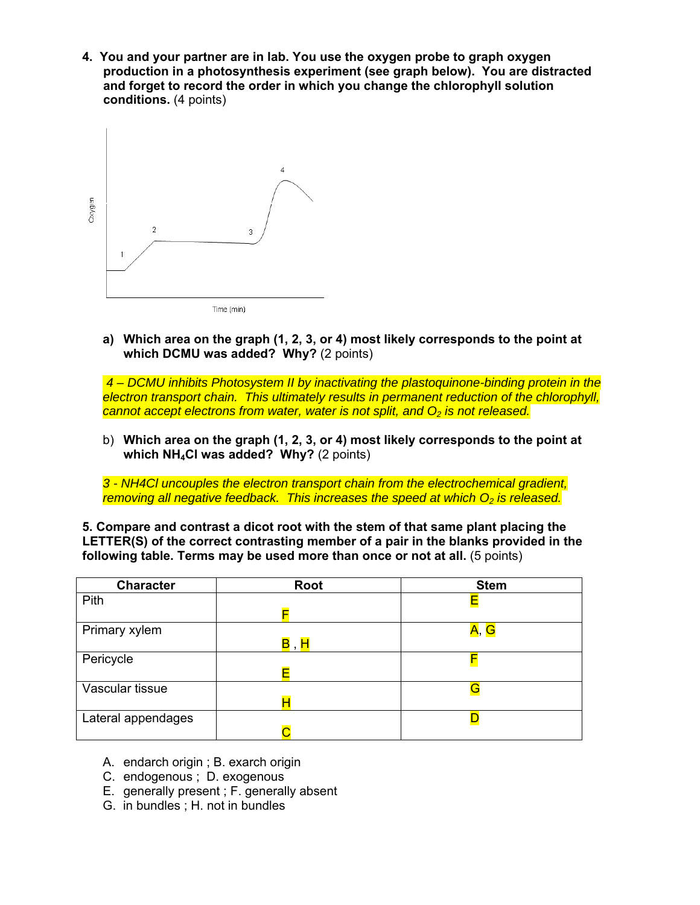**4. You and your partner are in lab. You use the oxygen probe to graph oxygen production in a photosynthesis experiment (see graph below). You are distracted and forget to record the order in which you change the chlorophyll solution conditions.** (4 points)

a) **Which area on the graph (1, 2, 3, or 4) most likely corresponds to the point at which DCMU was added? Why?** (2 points)

*4 – DCMU inhibits Photosystem II by inactivating the plastoquinone-binding protein in the electron transport chain. This ultimately results in permanent reduction of the chlorophyll, cannot accept electrons from water, water is not split, and $O_2$ is not released.*

b) **Which area on the graph (1, 2, 3, or 4) most likely corresponds to the point at which $NH_4Cl$ was added? Why?** (2 points)

*3 - NH4Cl uncouples the electron transport chain from the electrochemical gradient, removing all negative feedback. This increases the speed at which $O_2$ is released.*

**5. Compare and contrast a dicot root with the stem of that same plant placing the LETTER(S) of the correct contrasting member of a pair in the blanks provided in the following table. Terms may be used more than once or not at all.** (5 points)

| Character | Root | Stem |
|---|---|---|
| Pith | F | E |
| Primary xylem | B , H | A, G |
| Pericycle | E | F |
| Vascular tissue | H | G |
| Lateral appendages | C | D |

A. endarch origin ; B. exarch origin
C. endogenous ; D. exogenous
E. generally present ; F. generally absent
G. in bundles ; H. not in bundles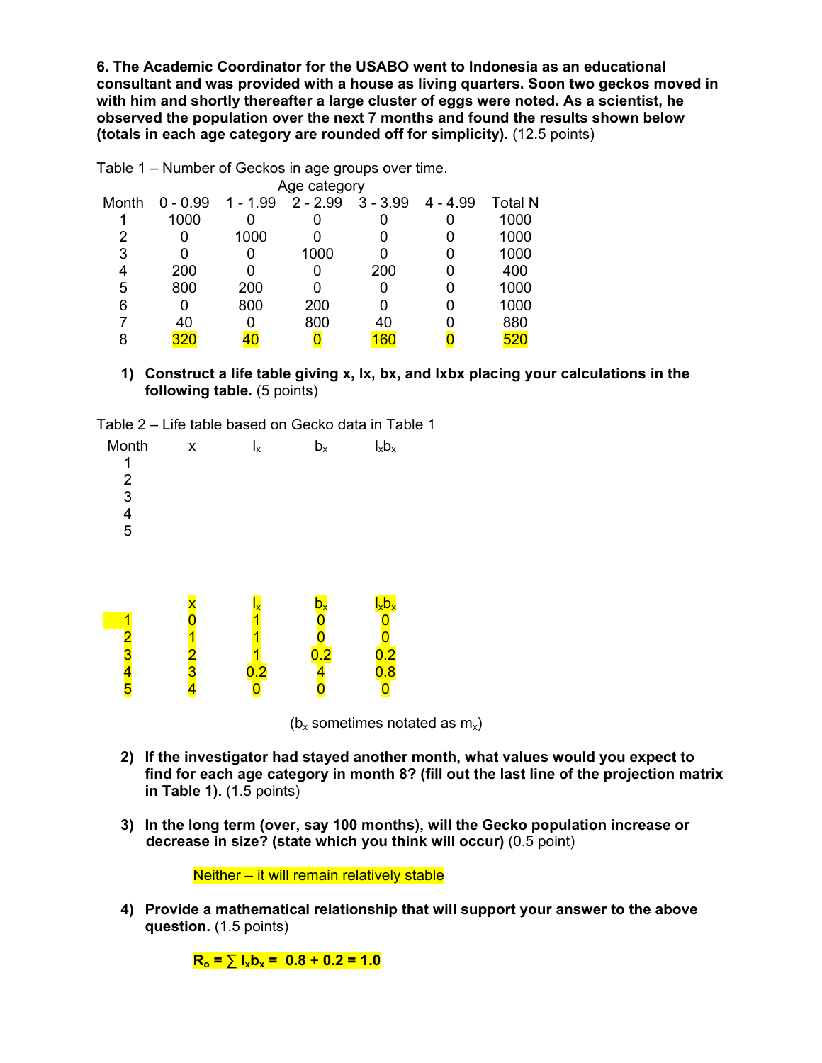**6. The Academic Coordinator for the USABO went to Indonesia as an educational consultant and was provided with a house as living quarters. Soon two geckos moved in with him and shortly thereafter a large cluster of eggs were noted. As a scientist, he observed the population over the next 7 months and found the results shown below (totals in each age category are rounded off for simplicity).** (12.5 points)

Table 1 – Number of Geckos in age groups over time.

| | Age category | | | | | |
|---|---|---|---|---|---|---|
| Month | 0 - 0.99 | 1 - 1.99 | 2 - 2.99 | 3 - 3.99 | 4 - 4.99 | Total N |
| 1 | 1000 | 0 | 0 | 0 | 0 | 1000 |
| 2 | 0 | 1000 | 0 | 0 | 0 | 1000 |
| 3 | 0 | 0 | 1000 | 0 | 0 | 1000 |
| 4 | 200 | 0 | 0 | 200 | 0 | 400 |
| 5 | 800 | 200 | 0 | 0 | 0 | 1000 |
| 6 | 0 | 800 | 200 | 0 | 0 | 1000 |
| 7 | 40 | 0 | 800 | 40 | 0 | 880 |
| 8 | 320 | 40 | 0 | 160 | 0 | 520 |

1) **Construct a life table giving x, lx, bx, and lxbx placing your calculations in the following table.** (5 points)

Table 2 – Life table based on Gecko data in Table 1

| Month | x | $l_x$ | $b_x$ | $l_xb_x$ |
|---|---|---|---|---|
| 1 | | | | |
| 2 | | | | |
| 3 | | | | |
| 4 | | | | |
| 5 | | | | |

| | x | $l_x$ | $b_x$ | $l_xb_x$ |
|---|---|---|---|---|
| 1 | 0 | 1 | 0 | 0 |
| 2 | 1 | 1 | 0 | 0 |
| 3 | 2 | 1 | 0.2 | 0.2 |
| 4 | 3 | 0.2 | 4 | 0.8 |
| 5 | 4 | 0 | 0 | 0 |

($b_x$ sometimes notated as $m_x$)

2) **If the investigator had stayed another month, what values would you expect to find for each age category in month 8? (fill out the last line of the projection matrix in Table 1).** (1.5 points)

3) **In the long term (over, say 100 months), will the Gecko population increase or decrease in size? (state which you think will occur)** (0.5 point)

Neither – it will remain relatively stable

4) **Provide a mathematical relationship that will support your answer to the above question.** (1.5 points)

$R_o = \sum l_xb_x = 0.8 + 0.2 = 1.0$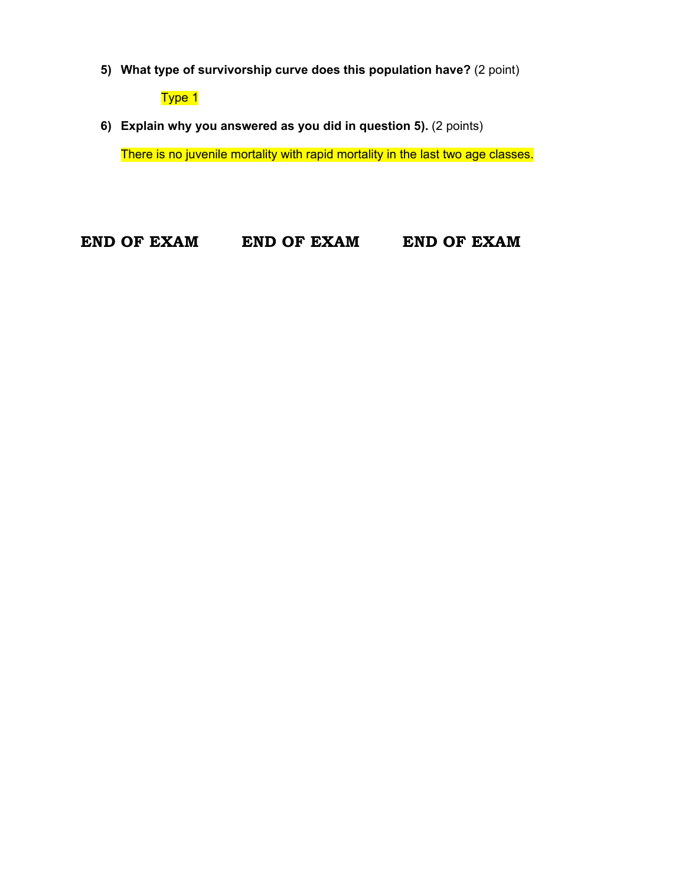5) **What type of survivorship curve does this population have?** (2 point)

    Type 1

6) **Explain why you answered as you did in question 5).** (2 points)

    There is no juvenile mortality with rapid mortality in the last two age classes.

**END OF EXAM        END OF EXAM        END OF EXAM**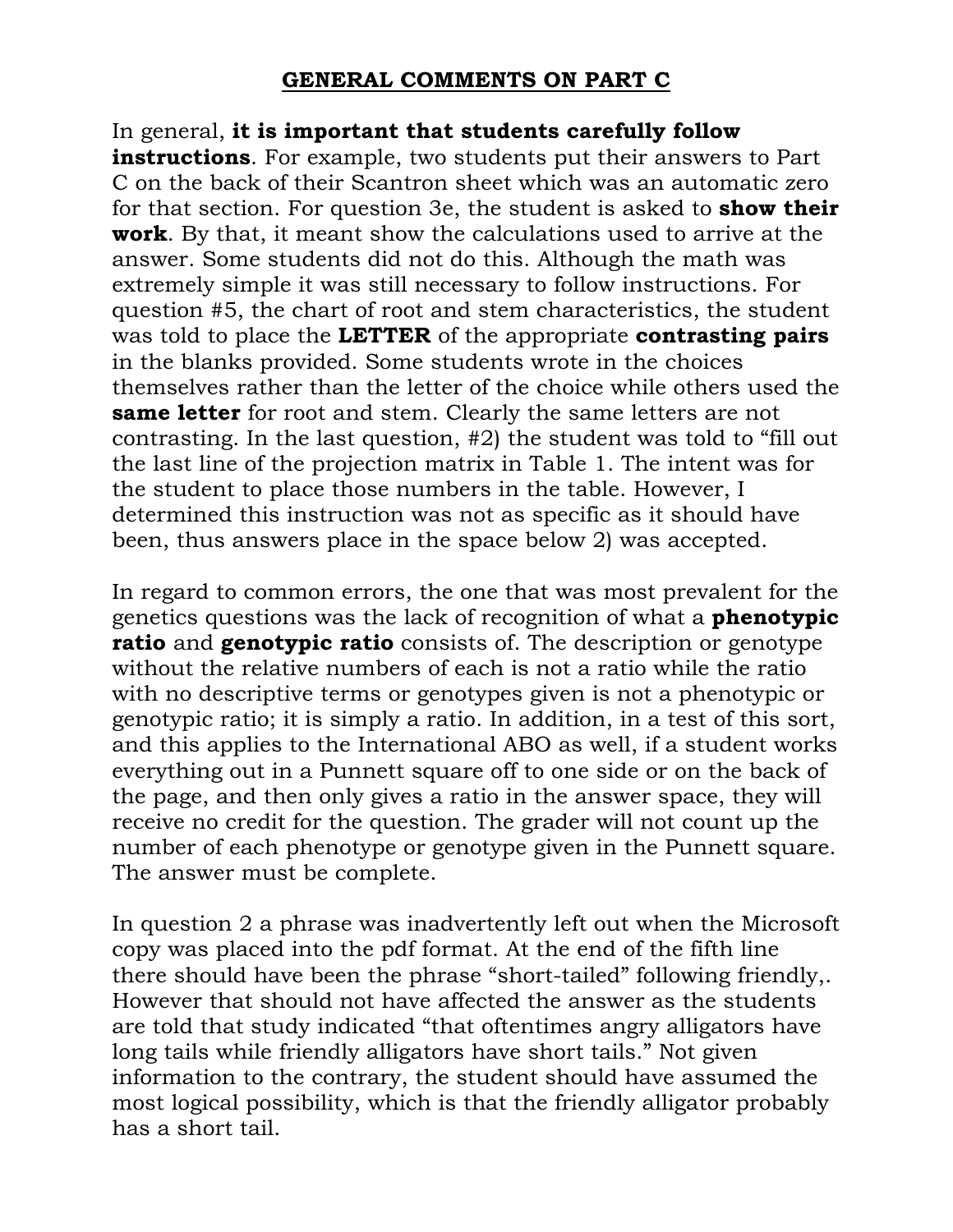## GENERAL COMMENTS ON PART C

In general, **it is important that students carefully follow instructions**. For example, two students put their answers to Part C on the back of their Scantron sheet which was an automatic zero for that section. For question 3e, the student is asked to **show their work**. By that, it meant show the calculations used to arrive at the answer. Some students did not do this. Although the math was extremely simple it was still necessary to follow instructions. For question #5, the chart of root and stem characteristics, the student was told to place the **LETTER** of the appropriate **contrasting pairs** in the blanks provided. Some students wrote in the choices themselves rather than the letter of the choice while others used the **same letter** for root and stem. Clearly the same letters are not contrasting. In the last question, #2) the student was told to "fill out the last line of the projection matrix in Table 1. The intent was for the student to place those numbers in the table. However, I determined this instruction was not as specific as it should have been, thus answers place in the space below 2) was accepted.

In regard to common errors, the one that was most prevalent for the genetics questions was the lack of recognition of what a **phenotypic ratio** and **genotypic ratio** consists of. The description or genotype without the relative numbers of each is not a ratio while the ratio with no descriptive terms or genotypes given is not a phenotypic or genotypic ratio; it is simply a ratio. In addition, in a test of this sort, and this applies to the International ABO as well, if a student works everything out in a Punnett square off to one side or on the back of the page, and then only gives a ratio in the answer space, they will receive no credit for the question. The grader will not count up the number of each phenotype or genotype given in the Punnett square. The answer must be complete.

In question 2 a phrase was inadvertently left out when the Microsoft copy was placed into the pdf format. At the end of the fifth line there should have been the phrase "short-tailed" following friendly,. However that should not have affected the answer as the students are told that study indicated "that oftentimes angry alligators have long tails while friendly alligators have short tails." Not given information to the contrary, the student should have assumed the most logical possibility, which is that the friendly alligator probably has a short tail.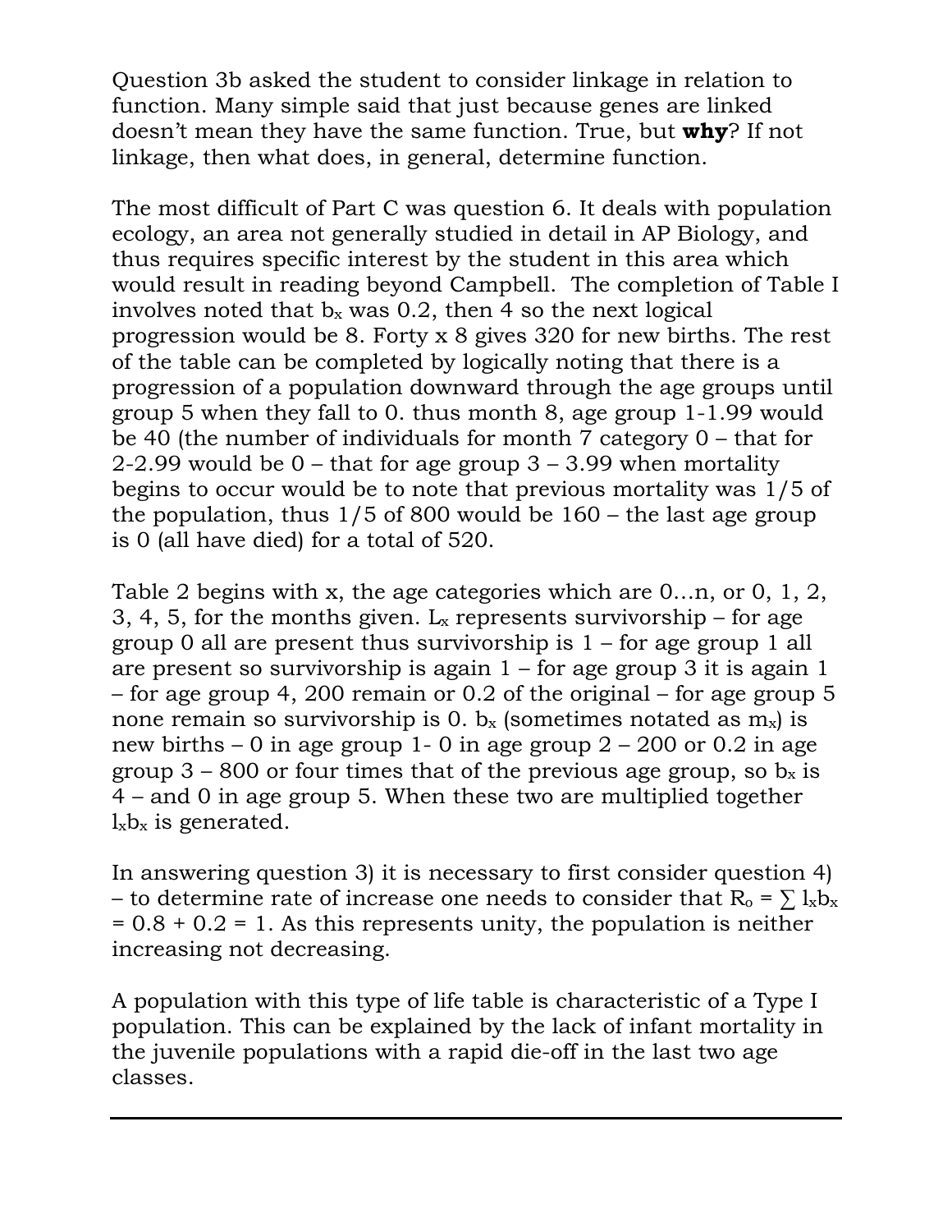Question 3b asked the student to consider linkage in relation to function. Many simple said that just because genes are linked doesn't mean they have the same function. True, but **why**? If not linkage, then what does, in general, determine function.

The most difficult of Part C was question 6. It deals with population ecology, an area not generally studied in detail in AP Biology, and thus requires specific interest by the student in this area which would result in reading beyond Campbell. The completion of Table I involves noted that $b_x$ was 0.2, then 4 so the next logical progression would be 8. Forty x 8 gives 320 for new births. The rest of the table can be completed by logically noting that there is a progression of a population downward through the age groups until group 5 when they fall to 0. thus month 8, age group 1-1.99 would be 40 (the number of individuals for month 7 category 0 – that for 2-2.99 would be 0 – that for age group 3 – 3.99 when mortality begins to occur would be to note that previous mortality was 1/5 of the population, thus 1/5 of 800 would be 160 – the last age group is 0 (all have died) for a total of 520.

Table 2 begins with x, the age categories which are 0…n, or 0, 1, 2, 3, 4, 5, for the months given. $L_x$ represents survivorship – for age group 0 all are present thus survivorship is 1 – for age group 1 all are present so survivorship is again 1 – for age group 3 it is again 1 – for age group 4, 200 remain or 0.2 of the original – for age group 5 none remain so survivorship is 0. $b_x$ (sometimes notated as $m_x$) is new births – 0 in age group 1- 0 in age group 2 – 200 or 0.2 in age group 3 – 800 or four times that of the previous age group, so $b_x$ is 4 – and 0 in age group 5. When these two are multiplied together $l_x b_x$ is generated.

In answering question 3) it is necessary to first consider question 4) – to determine rate of increase one needs to consider that $R_o = \sum l_x b_x = 0.8 + 0.2 = 1$. As this represents unity, the population is neither increasing not decreasing.

A population with this type of life table is characteristic of a Type I population. This can be explained by the lack of infant mortality in the juvenile populations with a rapid die-off in the last two age classes.

---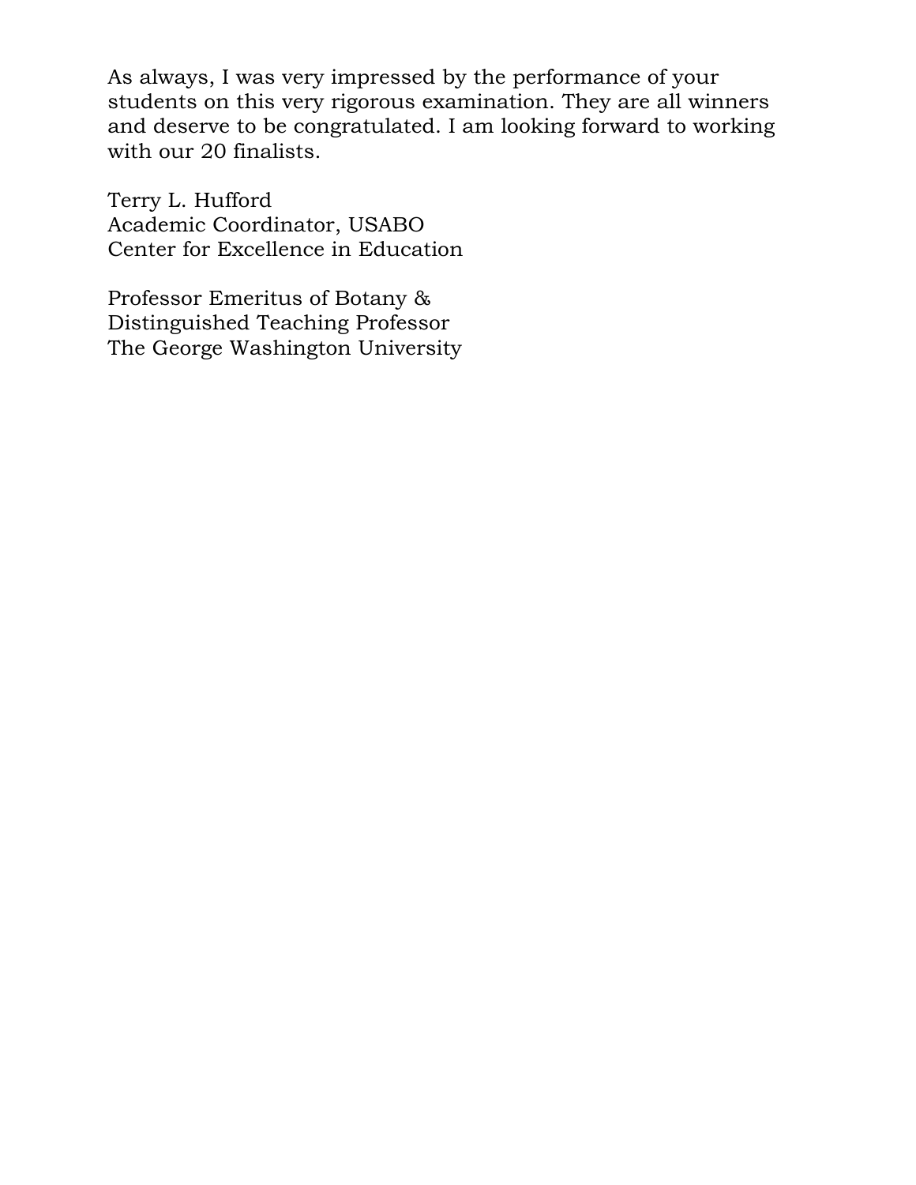As always, I was very impressed by the performance of your students on this very rigorous examination. They are all winners and deserve to be congratulated. I am looking forward to working with our 20 finalists.

Terry L. Hufford  
Academic Coordinator, USABO  
Center for Excellence in Education

Professor Emeritus of Botany &  
Distinguished Teaching Professor  
The George Washington University